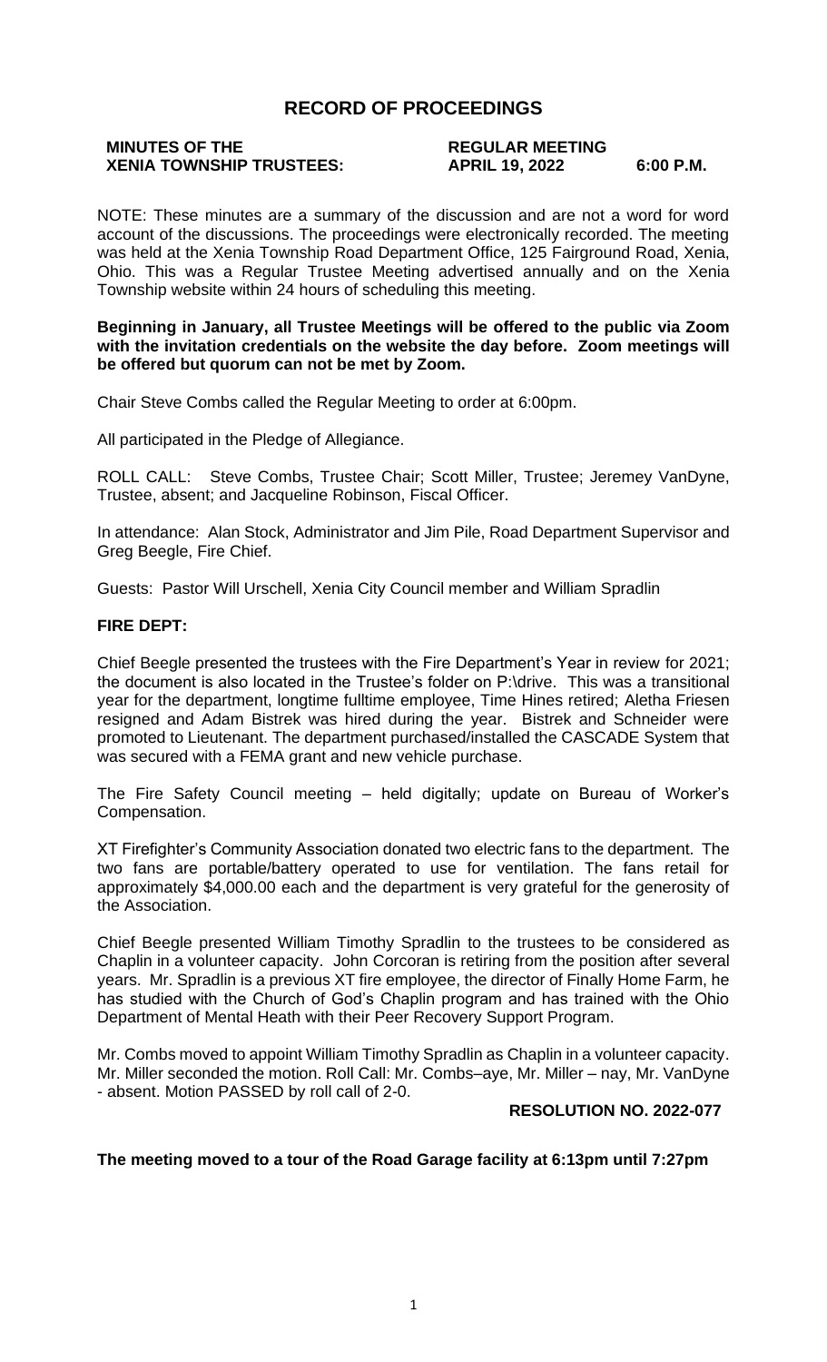# RECORD OF PROCEEDINGS

**MINUTES OF THE XENIA TOWNSHIP TRUSTEES:** **REGULAR MEETING APRIL 19, 2022 6:00 P.M.**

NOTE: These minutes are a summary of the discussion and are not a word for word account of the discussions. The proceedings were electronically recorded. The meeting was held at the Xenia Township Road Department Office, 125 Fairground Road, Xenia, Ohio. This was a Regular Trustee Meeting advertised annually and on the Xenia Township website within 24 hours of scheduling this meeting.

**Beginning in January, all Trustee Meetings will be offered to the public via Zoom with the invitation credentials on the website the day before. Zoom meetings will be offered but quorum can not be met by Zoom.**

Chair Steve Combs called the Regular Meeting to order at 6:00pm.

All participated in the Pledge of Allegiance.

ROLL CALL: Steve Combs, Trustee Chair; Scott Miller, Trustee; Jeremey VanDyne, Trustee, absent; and Jacqueline Robinson, Fiscal Officer.

In attendance: Alan Stock, Administrator and Jim Pile, Road Department Supervisor and Greg Beegle, Fire Chief.

Guests: Pastor Will Urschell, Xenia City Council member and William Spradlin

**FIRE DEPT:**

Chief Beegle presented the trustees with the Fire Department's Year in review for 2021; the document is also located in the Trustee's folder on P:\drive. This was a transitional year for the department, longtime fulltime employee, Time Hines retired; Aletha Friesen resigned and Adam Bistrek was hired during the year. Bistrek and Schneider were promoted to Lieutenant. The department purchased/installed the CASCADE System that was secured with a FEMA grant and new vehicle purchase.

The Fire Safety Council meeting – held digitally; update on Bureau of Worker's Compensation.

XT Firefighter's Community Association donated two electric fans to the department. The two fans are portable/battery operated to use for ventilation. The fans retail for approximately $4,000.00 each and the department is very grateful for the generosity of the Association.

Chief Beegle presented William Timothy Spradlin to the trustees to be considered as Chaplin in a volunteer capacity. John Corcoran is retiring from the position after several years. Mr. Spradlin is a previous XT fire employee, the director of Finally Home Farm, he has studied with the Church of God's Chaplin program and has trained with the Ohio Department of Mental Heath with their Peer Recovery Support Program.

Mr. Combs moved to appoint William Timothy Spradlin as Chaplin in a volunteer capacity. Mr. Miller seconded the motion. Roll Call: Mr. Combs–aye, Mr. Miller – nay, Mr. VanDyne - absent. Motion PASSED by roll call of 2-0.

**RESOLUTION NO. 2022-077**

**The meeting moved to a tour of the Road Garage facility at 6:13pm until 7:27pm**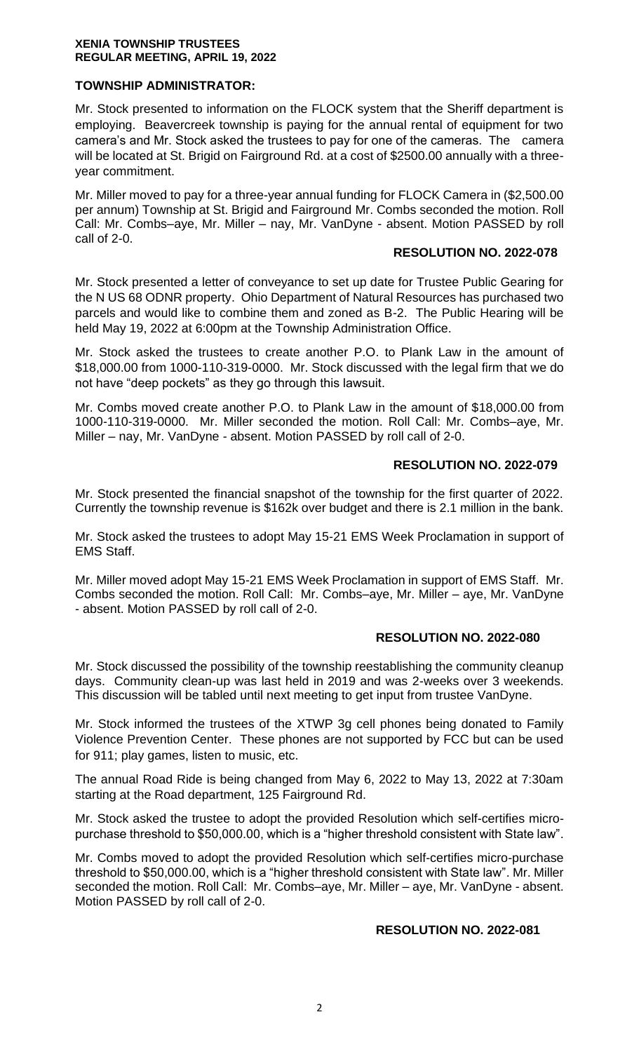**TOWNSHIP ADMINISTRATOR:**

Mr. Stock presented to information on the FLOCK system that the Sheriff department is employing. Beavercreek township is paying for the annual rental of equipment for two camera's and Mr. Stock asked the trustees to pay for one of the cameras. The camera will be located at St. Brigid on Fairground Rd. at a cost of $2500.00 annually with a three-year commitment.

Mr. Miller moved to pay for a three-year annual funding for FLOCK Camera in ($2,500.00 per annum) Township at St. Brigid and Fairground Mr. Combs seconded the motion. Roll Call: Mr. Combs–aye, Mr. Miller – nay, Mr. VanDyne - absent. Motion PASSED by roll call of 2-0.

**RESOLUTION NO. 2022-078**

Mr. Stock presented a letter of conveyance to set up date for Trustee Public Gearing for the N US 68 ODNR property. Ohio Department of Natural Resources has purchased two parcels and would like to combine them and zoned as B-2. The Public Hearing will be held May 19, 2022 at 6:00pm at the Township Administration Office.

Mr. Stock asked the trustees to create another P.O. to Plank Law in the amount of $18,000.00 from 1000-110-319-0000. Mr. Stock discussed with the legal firm that we do not have "deep pockets" as they go through this lawsuit.

Mr. Combs moved create another P.O. to Plank Law in the amount of $18,000.00 from 1000-110-319-0000. Mr. Miller seconded the motion. Roll Call: Mr. Combs–aye, Mr. Miller – nay, Mr. VanDyne - absent. Motion PASSED by roll call of 2-0.

**RESOLUTION NO. 2022-079**

Mr. Stock presented the financial snapshot of the township for the first quarter of 2022. Currently the township revenue is $162k over budget and there is 2.1 million in the bank.

Mr. Stock asked the trustees to adopt May 15-21 EMS Week Proclamation in support of EMS Staff.

Mr. Miller moved adopt May 15-21 EMS Week Proclamation in support of EMS Staff. Mr. Combs seconded the motion. Roll Call: Mr. Combs–aye, Mr. Miller – aye, Mr. VanDyne - absent. Motion PASSED by roll call of 2-0.

**RESOLUTION NO. 2022-080**

Mr. Stock discussed the possibility of the township reestablishing the community cleanup days. Community clean-up was last held in 2019 and was 2-weeks over 3 weekends. This discussion will be tabled until next meeting to get input from trustee VanDyne.

Mr. Stock informed the trustees of the XTWP 3g cell phones being donated to Family Violence Prevention Center. These phones are not supported by FCC but can be used for 911; play games, listen to music, etc.

The annual Road Ride is being changed from May 6, 2022 to May 13, 2022 at 7:30am starting at the Road department, 125 Fairground Rd.

Mr. Stock asked the trustee to adopt the provided Resolution which self-certifies micro-purchase threshold to $50,000.00, which is a "higher threshold consistent with State law".

Mr. Combs moved to adopt the provided Resolution which self-certifies micro-purchase threshold to $50,000.00, which is a "higher threshold consistent with State law". Mr. Miller seconded the motion. Roll Call: Mr. Combs–aye, Mr. Miller – aye, Mr. VanDyne - absent. Motion PASSED by roll call of 2-0.

**RESOLUTION NO. 2022-081**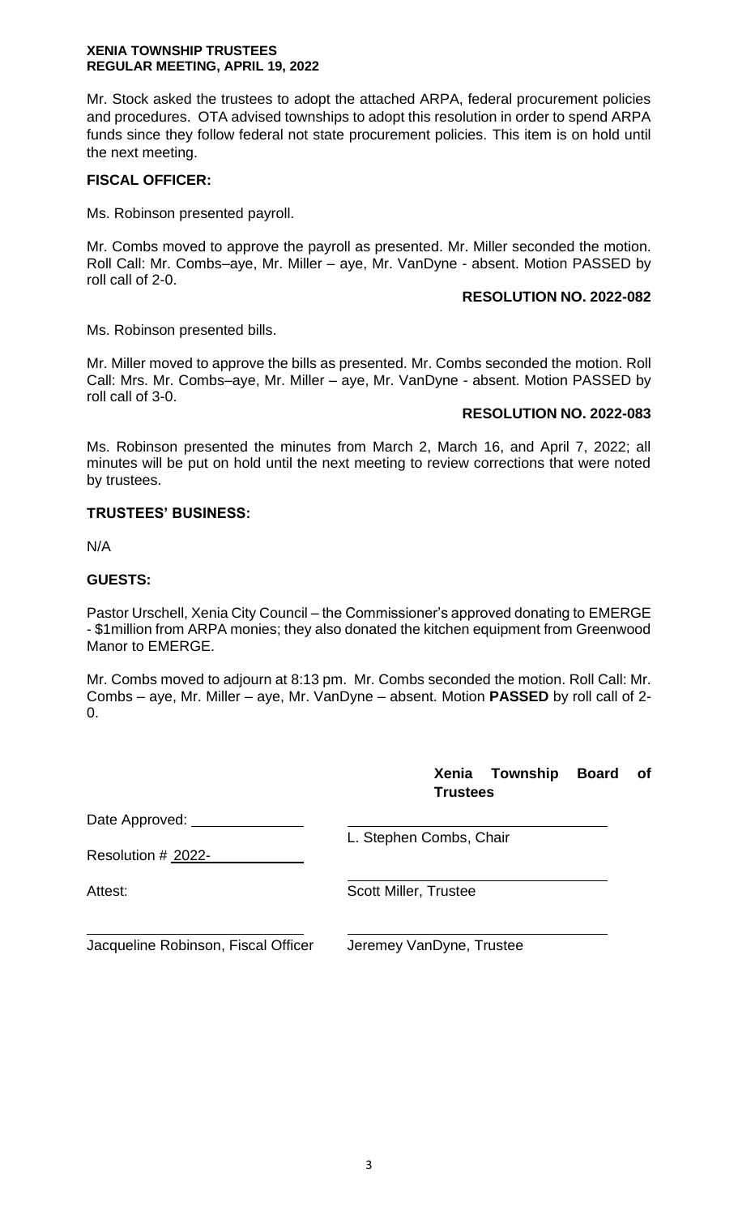**XENIA TOWNSHIP TRUSTEES**
**REGULAR MEETING, APRIL 19, 2022**

Mr. Stock asked the trustees to adopt the attached ARPA, federal procurement policies and procedures. OTA advised townships to adopt this resolution in order to spend ARPA funds since they follow federal not state procurement policies. This item is on hold until the next meeting.

**FISCAL OFFICER:**

Ms. Robinson presented payroll.

Mr. Combs moved to approve the payroll as presented. Mr. Miller seconded the motion. Roll Call: Mr. Combs–aye, Mr. Miller – aye, Mr. VanDyne - absent. Motion PASSED by roll call of 2-0.

**RESOLUTION NO. 2022-082**

Ms. Robinson presented bills.

Mr. Miller moved to approve the bills as presented. Mr. Combs seconded the motion. Roll Call: Mrs. Mr. Combs–aye, Mr. Miller – aye, Mr. VanDyne - absent. Motion PASSED by roll call of 3-0.

**RESOLUTION NO. 2022-083**

Ms. Robinson presented the minutes from March 2, March 16, and April 7, 2022; all minutes will be put on hold until the next meeting to review corrections that were noted by trustees.

**TRUSTEES' BUSINESS:**

N/A

**GUESTS:**

Pastor Urschell, Xenia City Council – the Commissioner's approved donating to EMERGE - $1million from ARPA monies; they also donated the kitchen equipment from Greenwood Manor to EMERGE.

Mr. Combs moved to adjourn at 8:13 pm. Mr. Combs seconded the motion. Roll Call: Mr. Combs – aye, Mr. Miller – aye, Mr. VanDyne – absent. Motion **PASSED** by roll call of 2-0.

**Xenia Township Board of Trustees**

Date Approved: ______________

Resolution # 2022-___________

______________________________
L. Stephen Combs, Chair

Attest:

______________________________
Scott Miller, Trustee

______________________________
Jacqueline Robinson, Fiscal Officer

______________________________
Jeremey VanDyne, Trustee